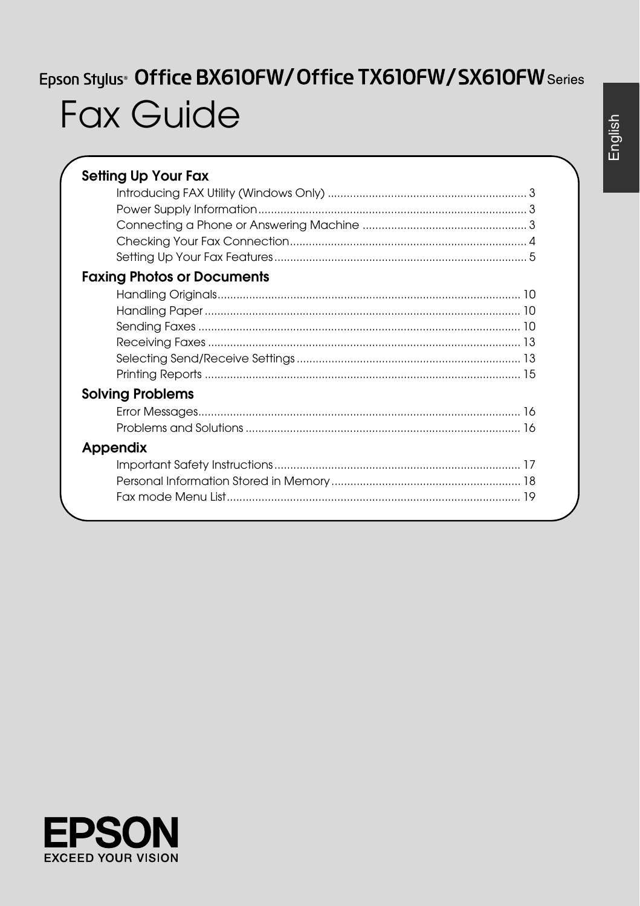Epson Stylus® Office BX610FW/Office TX610FW/SX610FW Series

# Fax Guide

English

## Setting Up Your Fax

- Introducing FAX Utility (Windows Only) .... 3
- Power Supply Information .... 3
- Connecting a Phone or Answering Machine .... 3
- Checking Your Fax Connection .... 4
- Setting Up Your Fax Features .... 5

## Faxing Photos or Documents

- Handling Originals .... 10
- Handling Paper .... 10
- Sending Faxes .... 10
- Receiving Faxes .... 13
- Selecting Send/Receive Settings .... 13
- Printing Reports .... 15

## Solving Problems

- Error Messages .... 16
- Problems and Solutions .... 16

## Appendix

- Important Safety Instructions .... 17
- Personal Information Stored in Memory .... 18
- Fax mode Menu List .... 19

EPSON
EXCEED YOUR VISION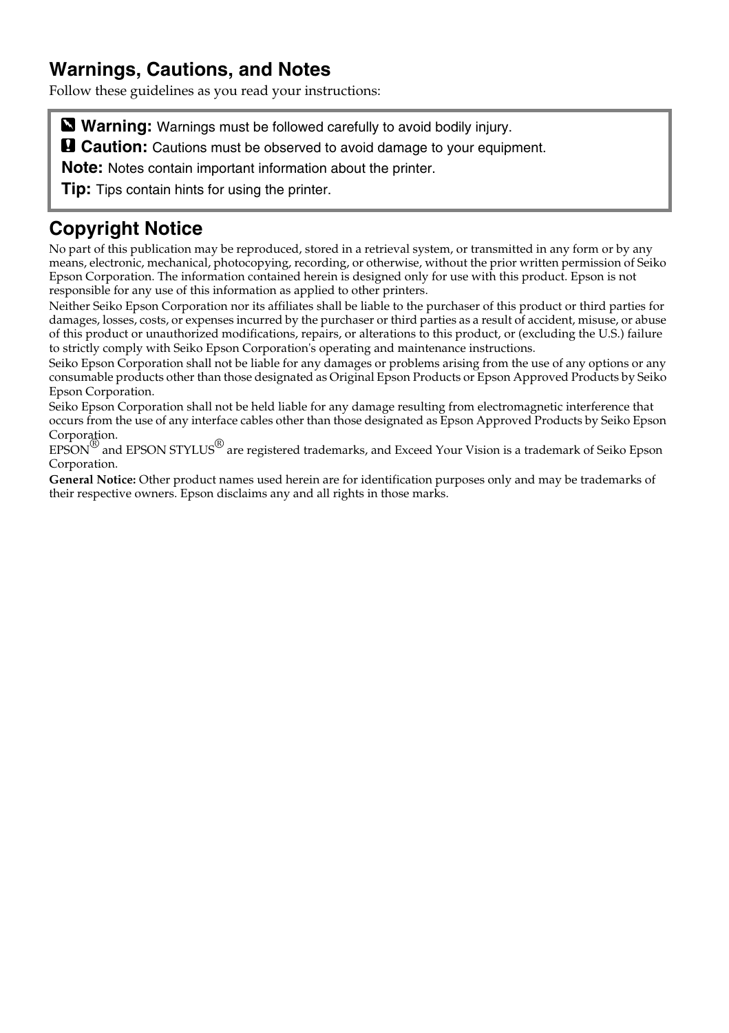## Warnings, Cautions, and Notes

Follow these guidelines as you read your instructions:

**Warning:** Warnings must be followed carefully to avoid bodily injury.

**Caution:** Cautions must be observed to avoid damage to your equipment.

**Note:** Notes contain important information about the printer.

**Tip:** Tips contain hints for using the printer.

## Copyright Notice

No part of this publication may be reproduced, stored in a retrieval system, or transmitted in any form or by any means, electronic, mechanical, photocopying, recording, or otherwise, without the prior written permission of Seiko Epson Corporation. The information contained herein is designed only for use with this product. Epson is not responsible for any use of this information as applied to other printers.

Neither Seiko Epson Corporation nor its affiliates shall be liable to the purchaser of this product or third parties for damages, losses, costs, or expenses incurred by the purchaser or third parties as a result of accident, misuse, or abuse of this product or unauthorized modifications, repairs, or alterations to this product, or (excluding the U.S.) failure to strictly comply with Seiko Epson Corporation's operating and maintenance instructions.

Seiko Epson Corporation shall not be liable for any damages or problems arising from the use of any options or any consumable products other than those designated as Original Epson Products or Epson Approved Products by Seiko Epson Corporation.

Seiko Epson Corporation shall not be held liable for any damage resulting from electromagnetic interference that occurs from the use of any interface cables other than those designated as Epson Approved Products by Seiko Epson Corporation.

EPSON® and EPSON STYLUS® are registered trademarks, and Exceed Your Vision is a trademark of Seiko Epson Corporation.

**General Notice:** Other product names used herein are for identification purposes only and may be trademarks of their respective owners. Epson disclaims any and all rights in those marks.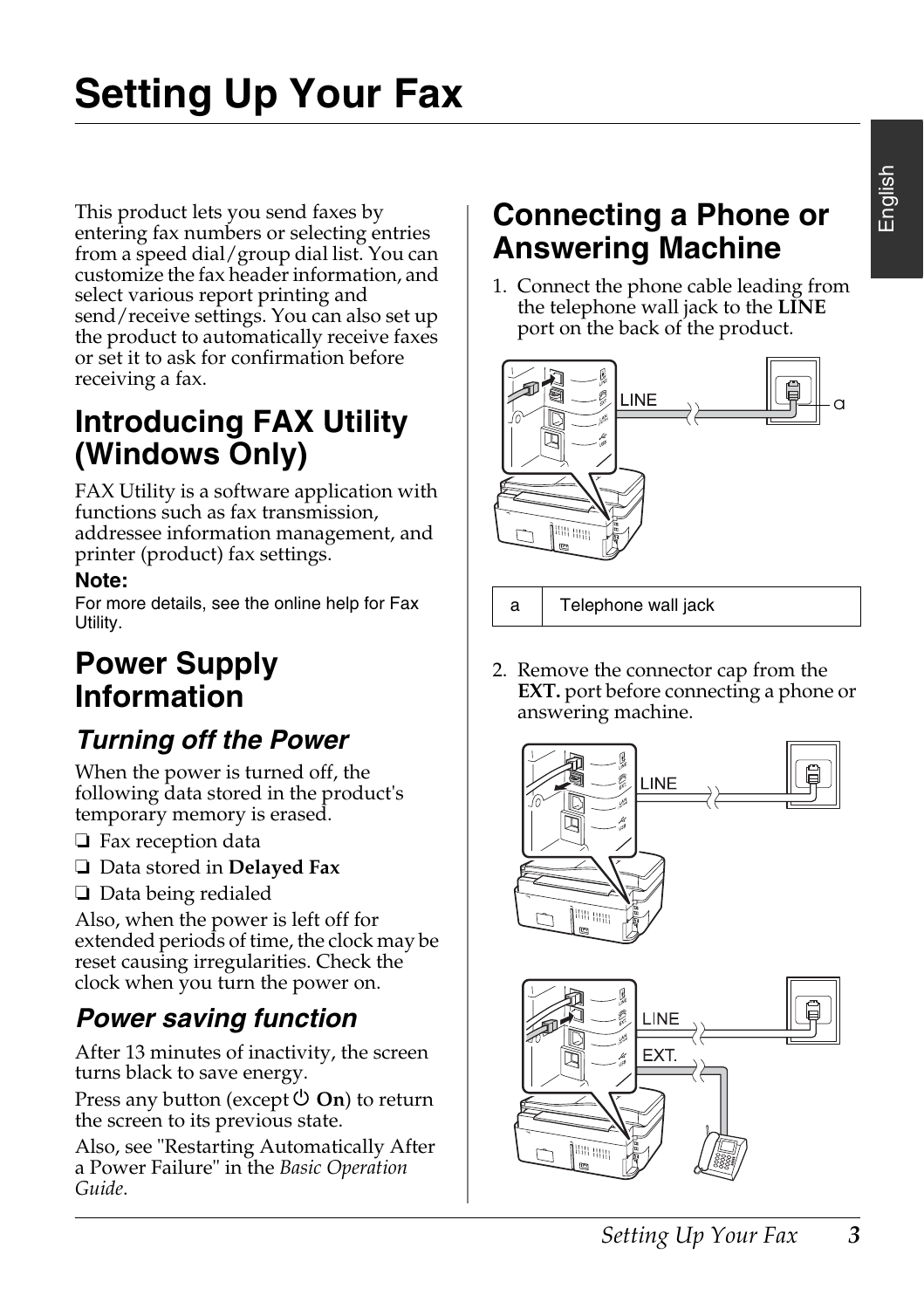# Setting Up Your Fax

This product lets you send faxes by entering fax numbers or selecting entries from a speed dial/group dial list. You can customize the fax header information, and select various report printing and send/receive settings. You can also set up the product to automatically receive faxes or set it to ask for confirmation before receiving a fax.

## Introducing FAX Utility (Windows Only)

FAX Utility is a software application with functions such as fax transmission, addressee information management, and printer (product) fax settings.

**Note:**
For more details, see the online help for Fax Utility.

## Power Supply Information

### Turning off the Power

When the power is turned off, the following data stored in the product's temporary memory is erased.

- Fax reception data
- Data stored in **Delayed Fax**
- Data being redialed

Also, when the power is left off for extended periods of time, the clock may be reset causing irregularities. Check the clock when you turn the power on.

### Power saving function

After 13 minutes of inactivity, the screen turns black to save energy.

Press any button (except **On**) to return the screen to its previous state.

Also, see "Restarting Automatically After a Power Failure" in the *Basic Operation Guide*.

## Connecting a Phone or Answering Machine

1. Connect the phone cable leading from the telephone wall jack to the **LINE** port on the back of the product.

| a | Telephone wall jack |
|---|---|

2. Remove the connector cap from the **EXT.** port before connecting a phone or answering machine.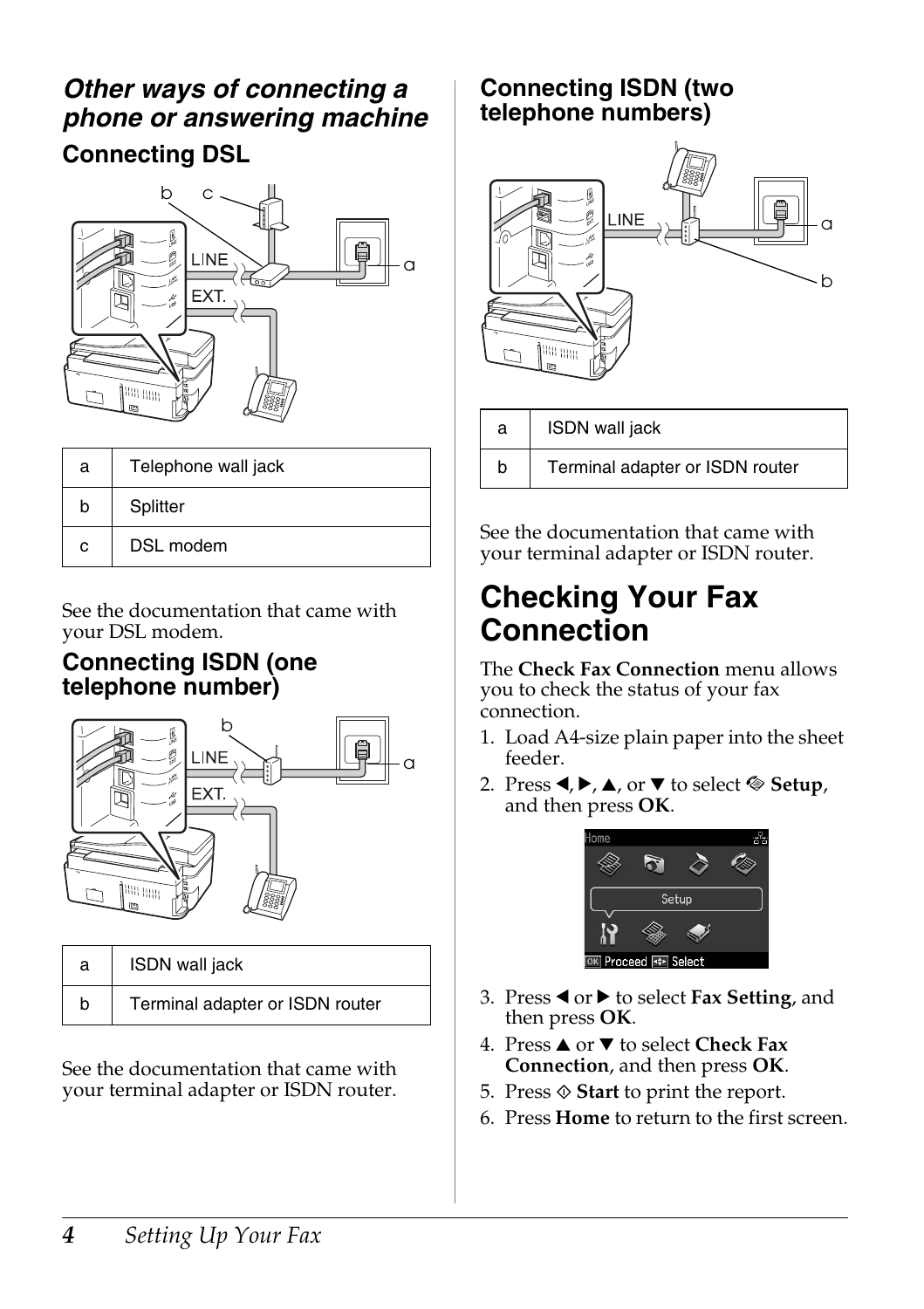## *Other ways of connecting a phone or answering machine*

### Connecting DSL

| | |
|---|---|
| a | Telephone wall jack |
| b | Splitter |
| c | DSL modem |

See the documentation that came with your DSL modem.

### Connecting ISDN (one telephone number)

| | |
|---|---|
| a | ISDN wall jack |
| b | Terminal adapter or ISDN router |

See the documentation that came with your terminal adapter or ISDN router.

### Connecting ISDN (two telephone numbers)

| | |
|---|---|
| a | ISDN wall jack |
| b | Terminal adapter or ISDN router |

See the documentation that came with your terminal adapter or ISDN router.

# Checking Your Fax Connection

The **Check Fax Connection** menu allows you to check the status of your fax connection.

1. Load A4-size plain paper into the sheet feeder.
2. Press ◄, ►, ▲, or ▼ to select **Setup**, and then press **OK**.
3. Press ◄ or ► to select **Fax Setting**, and then press **OK**.
4. Press ▲ or ▼ to select **Check Fax Connection**, and then press **OK**.
5. Press ◇ **Start** to print the report.
6. Press **Home** to return to the first screen.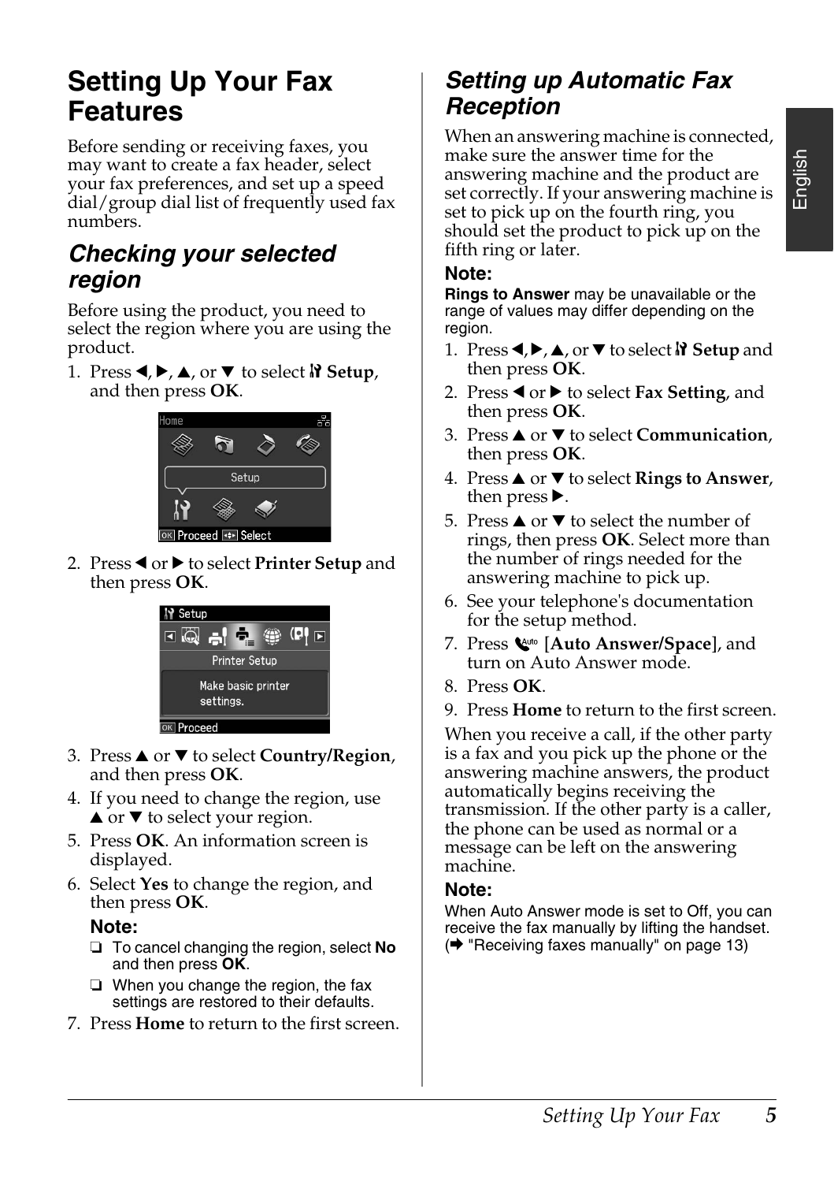# Setting Up Your Fax Features

Before sending or receiving faxes, you may want to create a fax header, select your fax preferences, and set up a speed dial/group dial list of frequently used fax numbers.

## Checking your selected region

Before using the product, you need to select the region where you are using the product.

1. Press ◄, ►, ▲, or ▼ to select **Setup**, and then press **OK**.
2. Press ◄ or ► to select **Printer Setup** and then press **OK**.
3. Press ▲ or ▼ to select **Country/Region**, and then press **OK**.
4. If you need to change the region, use ▲ or ▼ to select your region.
5. Press **OK**. An information screen is displayed.
6. Select **Yes** to change the region, and then press **OK**.

   **Note:**
   - To cancel changing the region, select **No** and then press **OK**.
   - When you change the region, the fax settings are restored to their defaults.
7. Press **Home** to return to the first screen.

## Setting up Automatic Fax Reception

When an answering machine is connected, make sure the answer time for the answering machine and the product are set correctly. If your answering machine is set to pick up on the fourth ring, you should set the product to pick up on the fifth ring or later.

**Note:**
**Rings to Answer** may be unavailable or the range of values may differ depending on the region.

1. Press ◄, ►, ▲, or ▼ to select **Setup** and then press **OK**.
2. Press ◄ or ► to select **Fax Setting**, and then press **OK**.
3. Press ▲ or ▼ to select **Communication**, then press **OK**.
4. Press ▲ or ▼ to select **Rings to Answer**, then press ►.
5. Press ▲ or ▼ to select the number of rings, then press **OK**. Select more than the number of rings needed for the answering machine to pick up.
6. See your telephone's documentation for the setup method.
7. Press [**Auto Answer/Space**], and turn on Auto Answer mode.
8. Press **OK**.
9. Press **Home** to return to the first screen.

When you receive a call, if the other party is a fax and you pick up the phone or the answering machine answers, the product automatically begins receiving the transmission. If the other party is a caller, the phone can be used as normal or a message can be left on the answering machine.

**Note:**
When Auto Answer mode is set to Off, you can receive the fax manually by lifting the handset. (➡ "Receiving faxes manually" on page 13)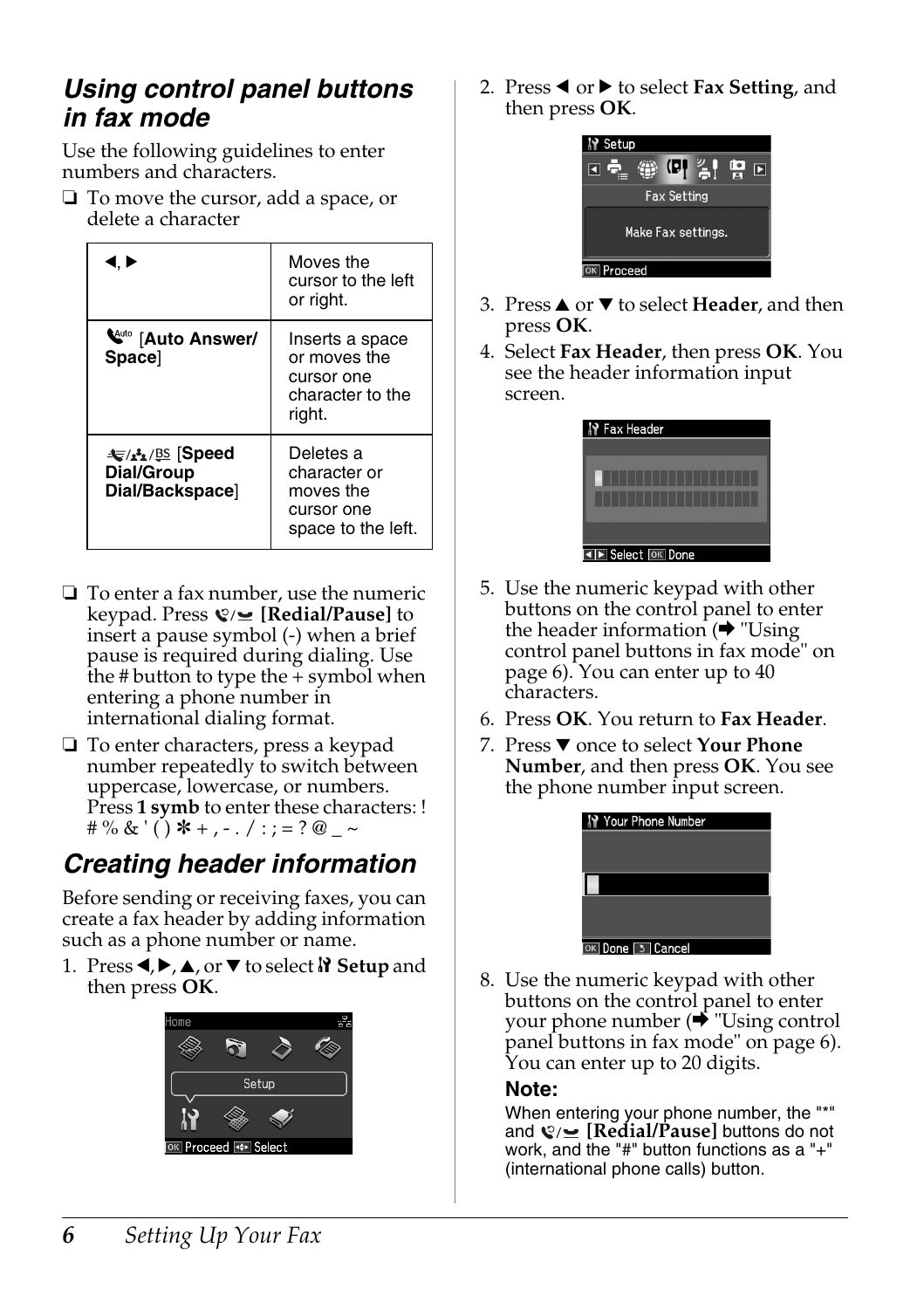## Using control panel buttons in fax mode

Use the following guidelines to enter numbers and characters.

❏ To move the cursor, add a space, or delete a character

| ◀, ▶ | Moves the cursor to the left or right. |
|---|---|
| [**Auto Answer/ Space**] | Inserts a space or moves the cursor one character to the right. |
| [**Speed Dial/Group Dial/Backspace**] | Deletes a character or moves the cursor one space to the left. |

❏ To enter a fax number, use the numeric keypad. Press **[Redial/Pause]** to insert a pause symbol (-) when a brief pause is required during dialing. Use the # button to type the + symbol when entering a phone number in international dialing format.

❏ To enter characters, press a keypad number repeatedly to switch between uppercase, lowercase, or numbers. Press **1 symb** to enter these characters: ! # % & ' ( ) ✻ + , - . / : ; = ? @ _ ~

## Creating header information

Before sending or receiving faxes, you can create a fax header by adding information such as a phone number or name.

1. Press ◀, ▶, ▲, or ▼ to select **Setup** and then press **OK**.

2. Press ◀ or ▶ to select **Fax Setting**, and then press **OK**.

3. Press ▲ or ▼ to select **Header**, and then press **OK**.

4. Select **Fax Header**, then press **OK**. You see the header information input screen.

5. Use the numeric keypad with other buttons on the control panel to enter the header information (➡ "Using control panel buttons in fax mode" on page 6). You can enter up to 40 characters.

6. Press **OK**. You return to **Fax Header**.

7. Press ▼ once to select **Your Phone Number**, and then press **OK**. You see the phone number input screen.

8. Use the numeric keypad with other buttons on the control panel to enter your phone number (➡ "Using control panel buttons in fax mode" on page 6). You can enter up to 20 digits.

**Note:**

When entering your phone number, the "*" and **[Redial/Pause]** buttons do not work, and the "#" button functions as a "+" (international phone calls) button.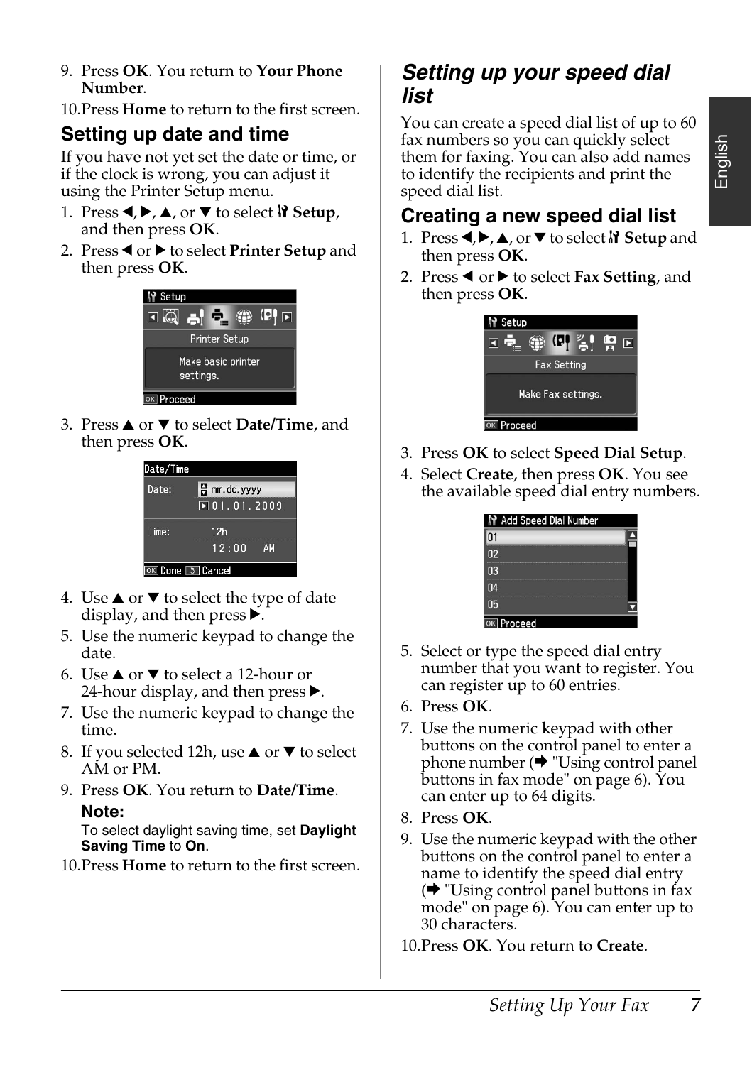9. Press **OK**. You return to **Your Phone Number**.
10. Press **Home** to return to the first screen.

## Setting up date and time

If you have not yet set the date or time, or if the clock is wrong, you can adjust it using the Printer Setup menu.

1. Press ◄, ►, ▲, or ▼ to select **Setup**, and then press **OK**.
2. Press ◄ or ► to select **Printer Setup** and then press **OK**.
3. Press ▲ or ▼ to select **Date/Time**, and then press **OK**.
4. Use ▲ or ▼ to select the type of date display, and then press ►.
5. Use the numeric keypad to change the date.
6. Use ▲ or ▼ to select a 12-hour or 24-hour display, and then press ►.
7. Use the numeric keypad to change the time.
8. If you selected 12h, use ▲ or ▼ to select AM or PM.
9. Press **OK**. You return to **Date/Time**.

**Note:**
To select daylight saving time, set **Daylight Saving Time** to **On**.

10. Press **Home** to return to the first screen.

# Setting up your speed dial list

You can create a speed dial list of up to 60 fax numbers so you can quickly select them for faxing. You can also add names to identify the recipients and print the speed dial list.

## Creating a new speed dial list

1. Press ◄, ►, ▲, or ▼ to select **Setup** and then press **OK**.
2. Press ◄ or ► to select **Fax Setting**, and then press **OK**.
3. Press **OK** to select **Speed Dial Setup**.
4. Select **Create**, then press **OK**. You see the available speed dial entry numbers.
5. Select or type the speed dial entry number that you want to register. You can register up to 60 entries.
6. Press **OK**.
7. Use the numeric keypad with other buttons on the control panel to enter a phone number (➡ "Using control panel buttons in fax mode" on page 6). You can enter up to 64 digits.
8. Press **OK**.
9. Use the numeric keypad with the other buttons on the control panel to enter a name to identify the speed dial entry (➡ "Using control panel buttons in fax mode" on page 6). You can enter up to 30 characters.
10. Press **OK**. You return to **Create**.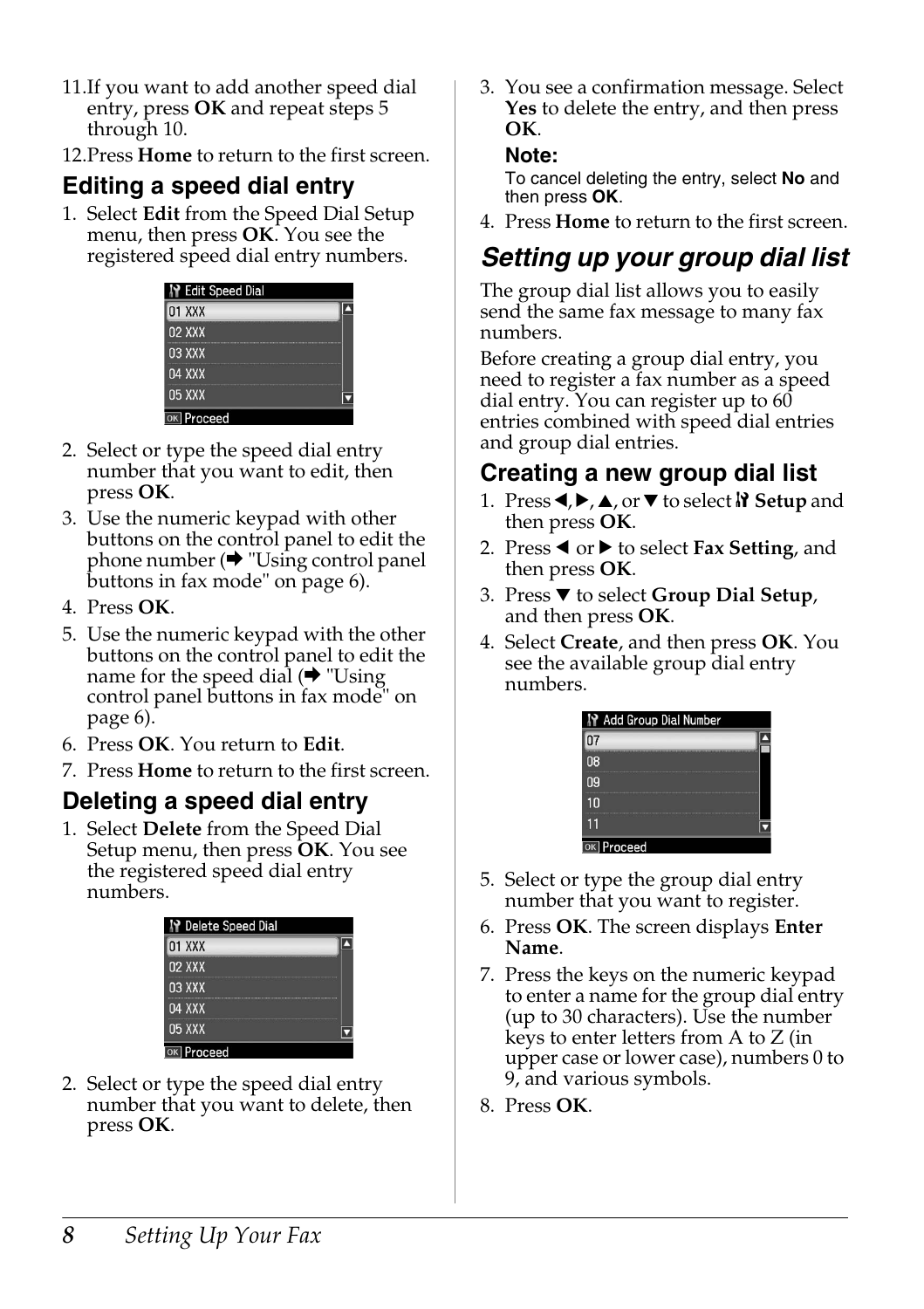11. If you want to add another speed dial entry, press **OK** and repeat steps 5 through 10.
12. Press **Home** to return to the first screen.

## Editing a speed dial entry

1. Select **Edit** from the Speed Dial Setup menu, then press **OK**. You see the registered speed dial entry numbers.

Edit Speed Dial
01 XXX
02 XXX
03 XXX
04 XXX
05 XXX
OK Proceed

2. Select or type the speed dial entry number that you want to edit, then press **OK**.
3. Use the numeric keypad with other buttons on the control panel to edit the phone number (➡ "Using control panel buttons in fax mode" on page 6).
4. Press **OK**.
5. Use the numeric keypad with the other buttons on the control panel to edit the name for the speed dial (➡ "Using control panel buttons in fax mode" on page 6).
6. Press **OK**. You return to **Edit**.
7. Press **Home** to return to the first screen.

## Deleting a speed dial entry

1. Select **Delete** from the Speed Dial Setup menu, then press **OK**. You see the registered speed dial entry numbers.

Delete Speed Dial
01 XXX
02 XXX
03 XXX
04 XXX
05 XXX
OK Proceed

2. Select or type the speed dial entry number that you want to delete, then press **OK**.
3. You see a confirmation message. Select **Yes** to delete the entry, and then press **OK**.

**Note:**
To cancel deleting the entry, select **No** and then press **OK**.

4. Press **Home** to return to the first screen.

# *Setting up your group dial list*

The group dial list allows you to easily send the same fax message to many fax numbers.

Before creating a group dial entry, you need to register a fax number as a speed dial entry. You can register up to 60 entries combined with speed dial entries and group dial entries.

## Creating a new group dial list

1. Press ◄, ►, ▲, or ▼ to select **Setup** and then press **OK**.
2. Press ◄ or ► to select **Fax Setting**, and then press **OK**.
3. Press ▼ to select **Group Dial Setup**, and then press **OK**.
4. Select **Create**, and then press **OK**. You see the available group dial entry numbers.

Add Group Dial Number
07
08
09
10
11
OK Proceed

5. Select or type the group dial entry number that you want to register.
6. Press **OK**. The screen displays **Enter Name**.
7. Press the keys on the numeric keypad to enter a name for the group dial entry (up to 30 characters). Use the number keys to enter letters from A to Z (in upper case or lower case), numbers 0 to 9, and various symbols.
8. Press **OK**.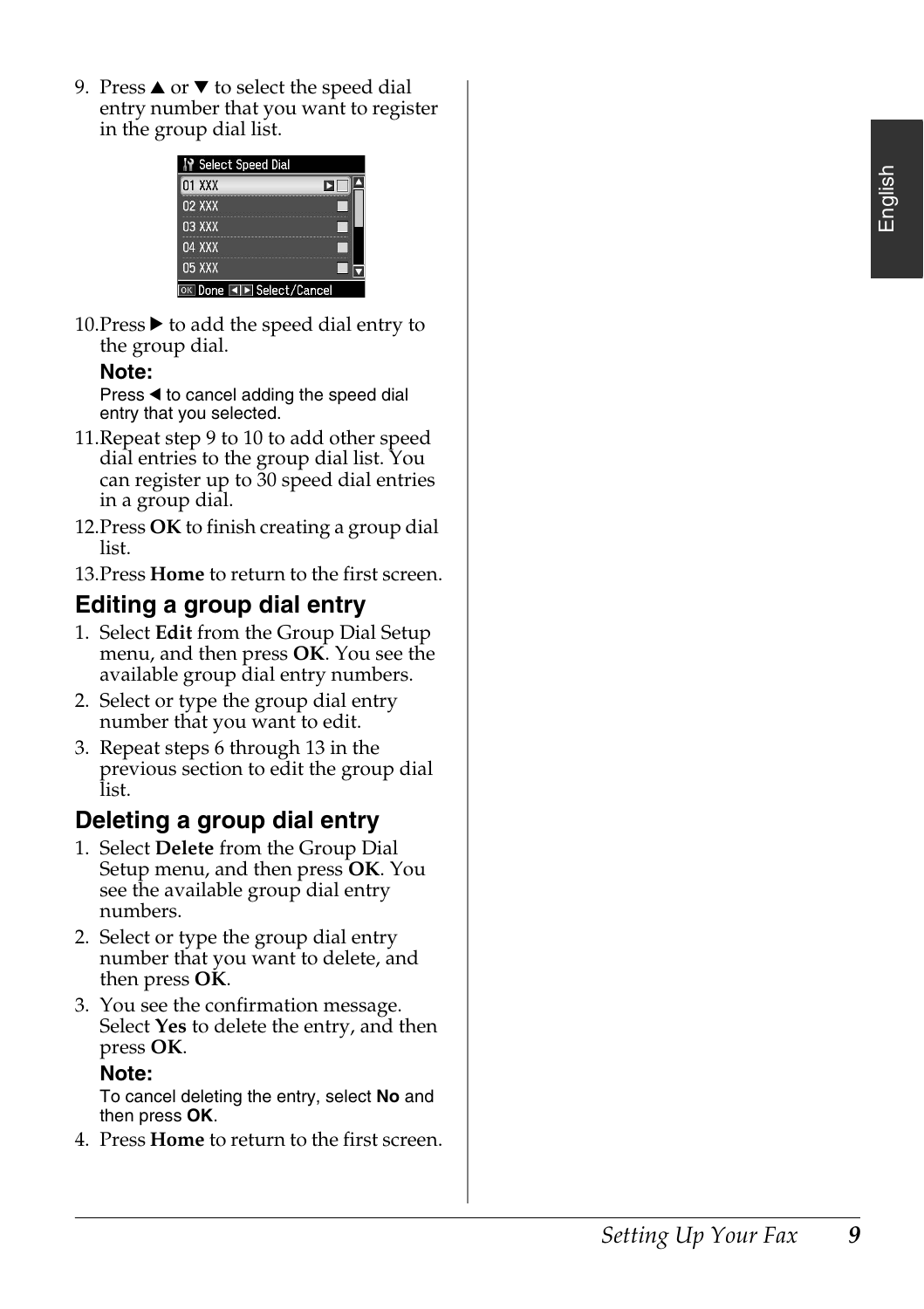9. Press ▲ or ▼ to select the speed dial entry number that you want to register in the group dial list.

10. Press ▶ to add the speed dial entry to the group dial.

    **Note:**
    Press ◀ to cancel adding the speed dial entry that you selected.

11. Repeat step 9 to 10 to add other speed dial entries to the group dial list. You can register up to 30 speed dial entries in a group dial.

12. Press **OK** to finish creating a group dial list.

13. Press **Home** to return to the first screen.

## Editing a group dial entry

1. Select **Edit** from the Group Dial Setup menu, and then press **OK**. You see the available group dial entry numbers.
2. Select or type the group dial entry number that you want to edit.
3. Repeat steps 6 through 13 in the previous section to edit the group dial list.

## Deleting a group dial entry

1. Select **Delete** from the Group Dial Setup menu, and then press **OK**. You see the available group dial entry numbers.
2. Select or type the group dial entry number that you want to delete, and then press **OK**.
3. You see the confirmation message. Select **Yes** to delete the entry, and then press **OK**.

   **Note:**
   To cancel deleting the entry, select **No** and then press **OK**.

4. Press **Home** to return to the first screen.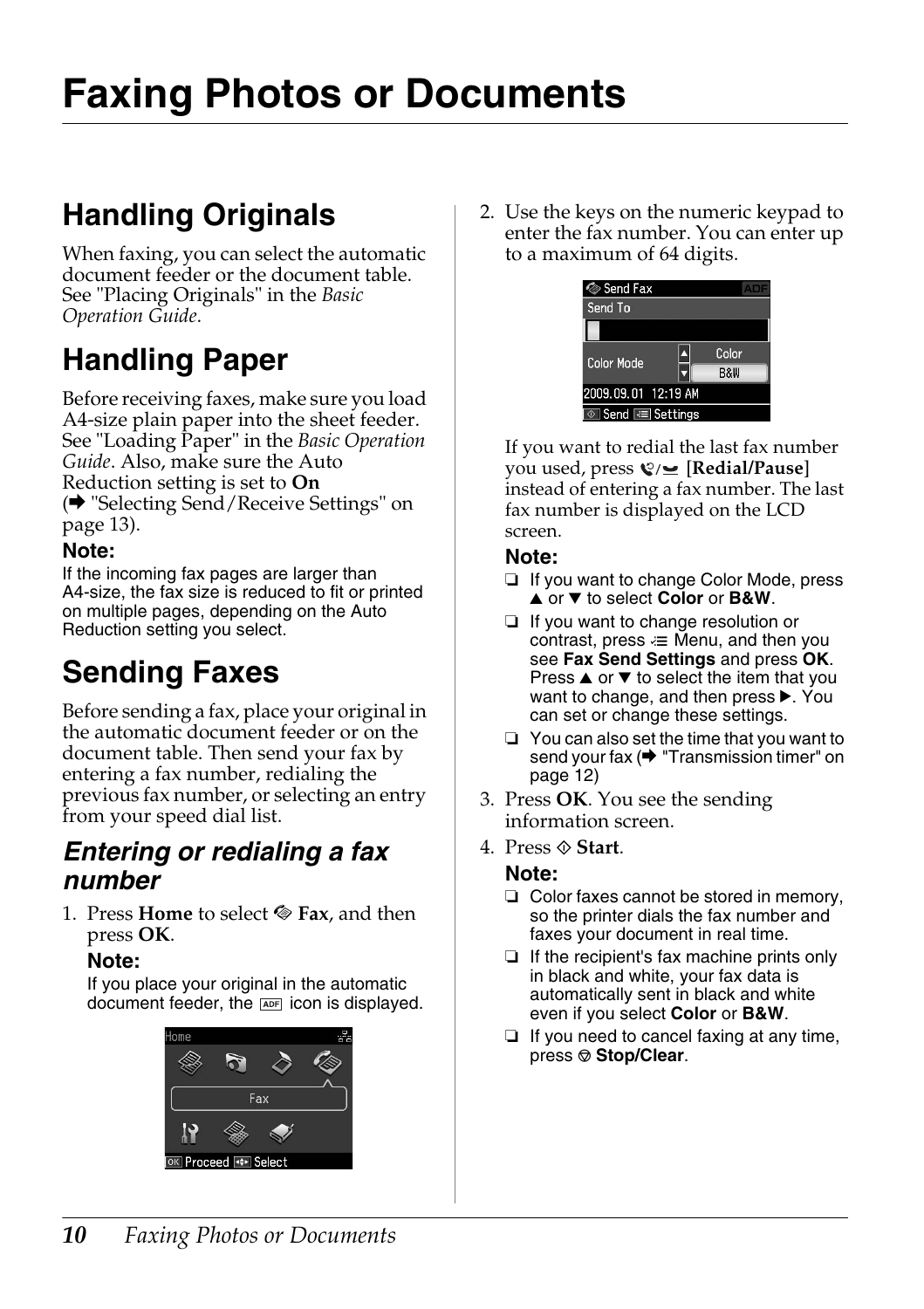# Faxing Photos or Documents

## Handling Originals

When faxing, you can select the automatic document feeder or the document table. See "Placing Originals" in the *Basic Operation Guide*.

## Handling Paper

Before receiving faxes, make sure you load A4-size plain paper into the sheet feeder. See "Loading Paper" in the *Basic Operation Guide*. Also, make sure the Auto Reduction setting is set to **On** (➡ "Selecting Send/Receive Settings" on page 13).

**Note:**
If the incoming fax pages are larger than A4-size, the fax size is reduced to fit or printed on multiple pages, depending on the Auto Reduction setting you select.

## Sending Faxes

Before sending a fax, place your original in the automatic document feeder or on the document table. Then send your fax by entering a fax number, redialing the previous fax number, or selecting an entry from your speed dial list.

### *Entering or redialing a fax number*

1. Press **Home** to select **Fax**, and then press **OK**.

   **Note:**
   If you place your original in the automatic document feeder, the ADF icon is displayed.

2. Use the keys on the numeric keypad to enter the fax number. You can enter up to a maximum of 64 digits.

   If you want to redial the last fax number you used, press **[Redial/Pause]** instead of entering a fax number. The last fax number is displayed on the LCD screen.

   **Note:**
   - ❏ If you want to change Color Mode, press ▲ or ▼ to select **Color** or **B&W**.
   - ❏ If you want to change resolution or contrast, press Menu, and then you see **Fax Send Settings** and press **OK**. Press ▲ or ▼ to select the item that you want to change, and then press ▶. You can set or change these settings.
   - ❏ You can also set the time that you want to send your fax (➡ "Transmission timer" on page 12)

3. Press **OK**. You see the sending information screen.

4. Press **Start**.

   **Note:**
   - ❏ Color faxes cannot be stored in memory, so the printer dials the fax number and faxes your document in real time.
   - ❏ If the recipient's fax machine prints only in black and white, your fax data is automatically sent in black and white even if you select **Color** or **B&W**.
   - ❏ If you need to cancel faxing at any time, press **Stop/Clear**.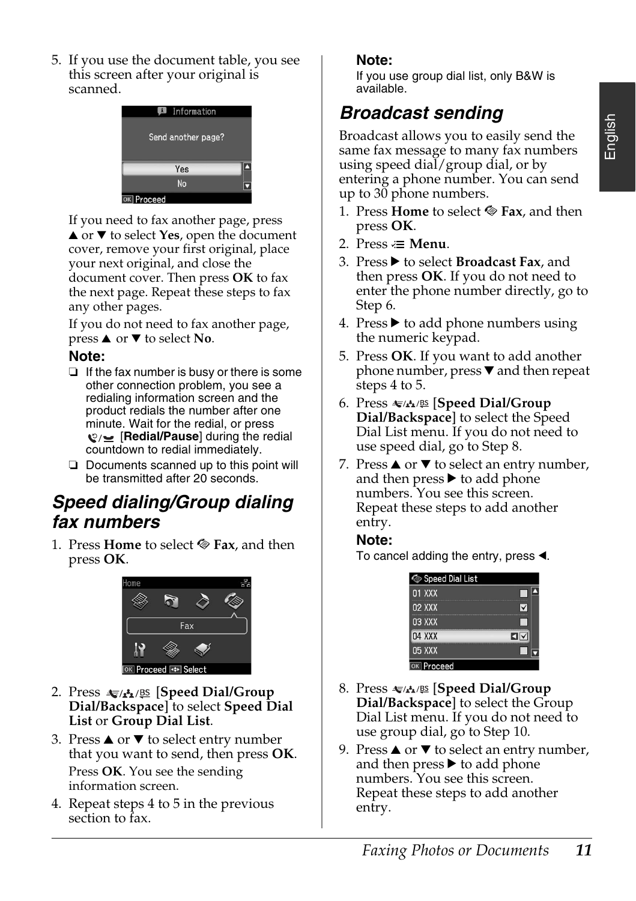5. If you use the document table, you see this screen after your original is scanned.

   If you need to fax another page, press ▲ or ▼ to select **Yes**, open the document cover, remove your first original, place your next original, and close the document cover. Then press **OK** to fax the next page. Repeat these steps to fax any other pages.

   If you do not need to fax another page, press ▲ or ▼ to select **No**.

**Note:**

- ❏ If the fax number is busy or there is some other connection problem, you see a redialing information screen and the product redials the number after one minute. Wait for the redial, or press [**Redial/Pause**] during the redial countdown to redial immediately.
- ❏ Documents scanned up to this point will be transmitted after 20 seconds.

## Speed dialing/Group dialing fax numbers

1. Press **Home** to select **Fax**, and then press **OK**.
2. Press [**Speed Dial/Group Dial/Backspace**] to select **Speed Dial List** or **Group Dial List**.
3. Press ▲ or ▼ to select entry number that you want to send, then press **OK**.

   Press **OK**. You see the sending information screen.
4. Repeat steps 4 to 5 in the previous section to fax.

**Note:**

If you use group dial list, only B&W is available.

## Broadcast sending

Broadcast allows you to easily send the same fax message to many fax numbers using speed dial/group dial, or by entering a phone number. You can send up to 30 phone numbers.

1. Press **Home** to select **Fax**, and then press **OK**.
2. Press **Menu**.
3. Press ▶ to select **Broadcast Fax**, and then press **OK**. If you do not need to enter the phone number directly, go to Step 6.
4. Press ▶ to add phone numbers using the numeric keypad.
5. Press **OK**. If you want to add another phone number, press ▼ and then repeat steps 4 to 5.
6. Press [**Speed Dial/Group Dial/Backspace**] to select the Speed Dial List menu. If you do not need to use speed dial, go to Step 8.
7. Press ▲ or ▼ to select an entry number, and then press ▶ to add phone numbers. You see this screen. Repeat these steps to add another entry.

   **Note:**

   To cancel adding the entry, press ◀.
8. Press [**Speed Dial/Group Dial/Backspace**] to select the Group Dial List menu. If you do not need to use group dial, go to Step 10.
9. Press ▲ or ▼ to select an entry number, and then press ▶ to add phone numbers. You see this screen. Repeat these steps to add another entry.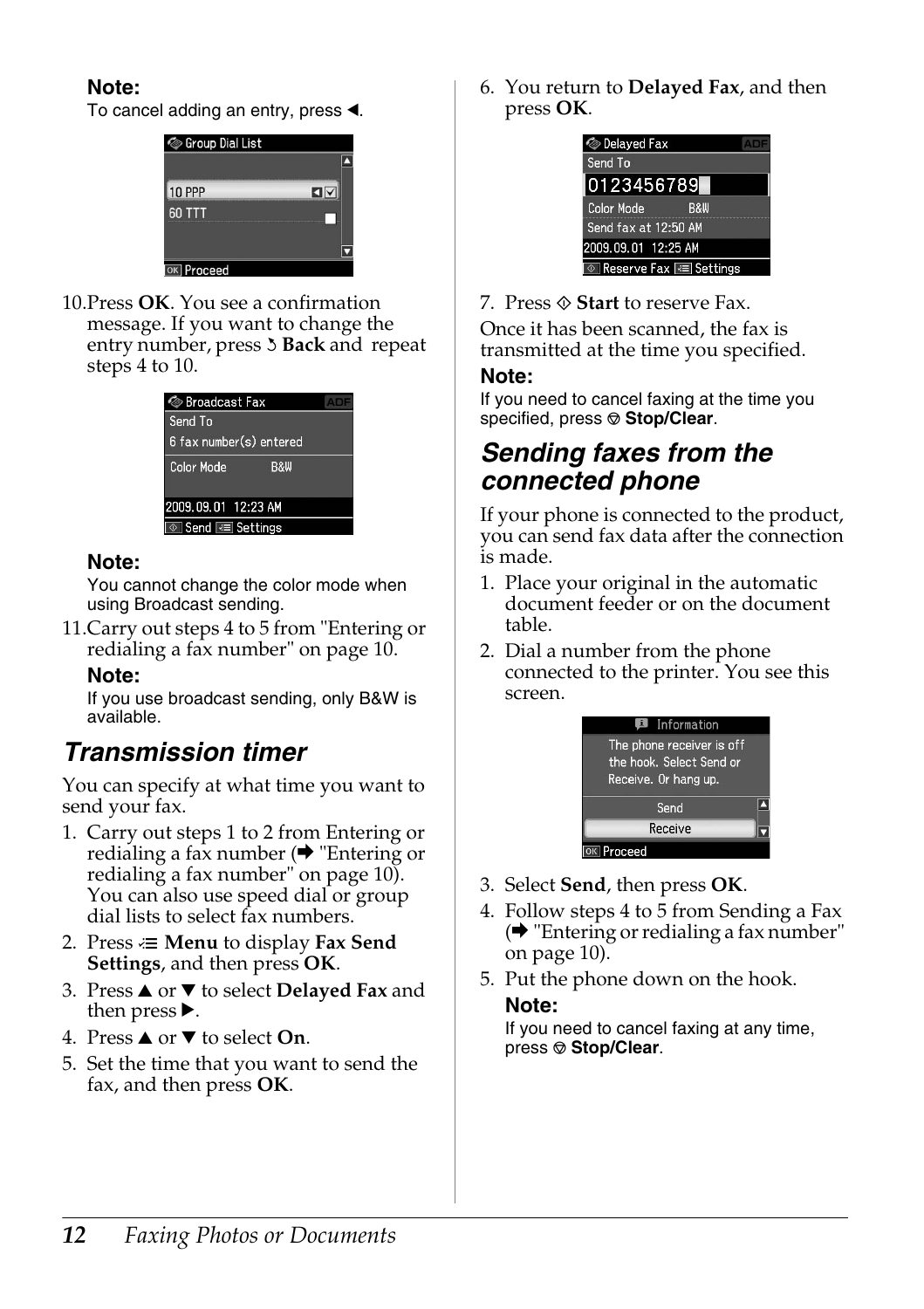**Note:**
To cancel adding an entry, press ◄.

10. Press **OK**. You see a confirmation message. If you want to change the entry number, press ↺ **Back** and repeat steps 4 to 10.

**Note:**
You cannot change the color mode when using Broadcast sending.

11. Carry out steps 4 to 5 from "Entering or redialing a fax number" on page 10.

**Note:**
If you use broadcast sending, only B&W is available.

## *Transmission timer*

You can specify at what time you want to send your fax.

1. Carry out steps 1 to 2 from Entering or redialing a fax number (➡ "Entering or redialing a fax number" on page 10). You can also use speed dial or group dial lists to select fax numbers.
2. Press ≡ **Menu** to display **Fax Send Settings**, and then press **OK**.
3. Press ▲ or ▼ to select **Delayed Fax** and then press ►.
4. Press ▲ or ▼ to select **On**.
5. Set the time that you want to send the fax, and then press **OK**.
6. You return to **Delayed Fax**, and then press **OK**.
7. Press ◇ **Start** to reserve Fax.

Once it has been scanned, the fax is transmitted at the time you specified.

**Note:**
If you need to cancel faxing at the time you specified, press ⊘ **Stop/Clear**.

## *Sending faxes from the connected phone*

If your phone is connected to the product, you can send fax data after the connection is made.

1. Place your original in the automatic document feeder or on the document table.
2. Dial a number from the phone connected to the printer. You see this screen.
3. Select **Send**, then press **OK**.
4. Follow steps 4 to 5 from Sending a Fax (➡ "Entering or redialing a fax number" on page 10).
5. Put the phone down on the hook.

**Note:**
If you need to cancel faxing at any time, press ⊘ **Stop/Clear**.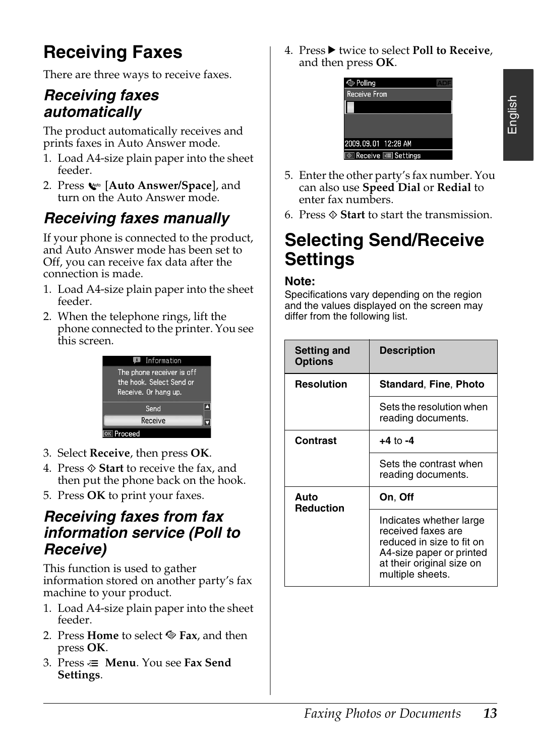# Receiving Faxes

There are three ways to receive faxes.

## Receiving faxes automatically

The product automatically receives and prints faxes in Auto Answer mode.

1. Load A4-size plain paper into the sheet feeder.
2. Press [**Auto Answer/Space**], and turn on the Auto Answer mode.

## Receiving faxes manually

If your phone is connected to the product, and Auto Answer mode has been set to Off, you can receive fax data after the connection is made.

1. Load A4-size plain paper into the sheet feeder.
2. When the telephone rings, lift the phone connected to the printer. You see this screen.
3. Select **Receive**, then press **OK**.
4. Press ◇ **Start** to receive the fax, and then put the phone back on the hook.
5. Press **OK** to print your faxes.

## Receiving faxes from fax information service (Poll to Receive)

This function is used to gather information stored on another party's fax machine to your product.

1. Load A4-size plain paper into the sheet feeder.
2. Press **Home** to select **Fax**, and then press **OK**.
3. Press **Menu**. You see **Fax Send Settings**.
4. Press ▶ twice to select **Poll to Receive**, and then press **OK**.
5. Enter the other party's fax number. You can also use **Speed Dial** or **Redial** to enter fax numbers.
6. Press ◇ **Start** to start the transmission.

# Selecting Send/Receive Settings

**Note:**
Specifications vary depending on the region and the values displayed on the screen may differ from the following list.

| Setting and Options | Description |
|---|---|
| **Resolution** | **Standard**, **Fine**, **Photo** |
| | Sets the resolution when reading documents. |
| **Contrast** | **+4** to **-4** |
| | Sets the contrast when reading documents. |
| **Auto Reduction** | **On**, **Off** |
| | Indicates whether large received faxes are reduced in size to fit on A4-size paper or printed at their original size on multiple sheets. |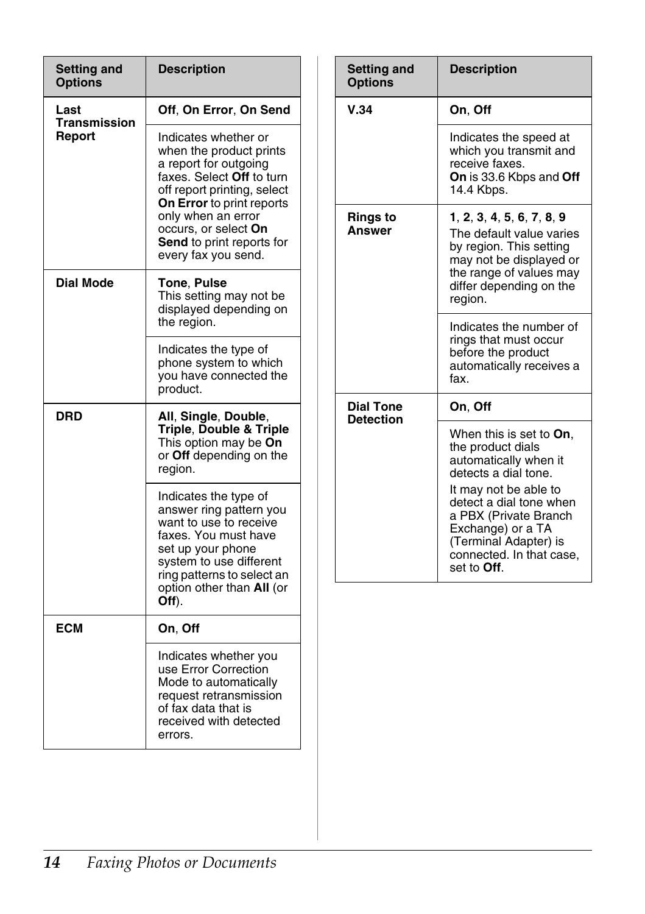| Setting and Options | Description |
| --- | --- |
| **Last Transmission Report** | **Off**, **On Error**, **On Send** |
| | Indicates whether or when the product prints a report for outgoing faxes. Select **Off** to turn off report printing, select **On Error** to print reports only when an error occurs, or select **On Send** to print reports for every fax you send. |
| **Dial Mode** | **Tone**, **Pulse**<br>This setting may not be displayed depending on the region. |
| | Indicates the type of phone system to which you have connected the product. |
| **DRD** | **All**, **Single**, **Double**, **Triple**, **Double & Triple**<br>This option may be **On** or **Off** depending on the region. |
| | Indicates the type of answer ring pattern you want to use to receive faxes. You must have set up your phone system to use different ring patterns to select an option other than **All** (or **Off**). |
| **ECM** | **On**, **Off** |
| | Indicates whether you use Error Correction Mode to automatically request retransmission of fax data that is received with detected errors. |
| **V.34** | **On**, **Off** |
| | Indicates the speed at which you transmit and receive faxes.<br>**On** is 33.6 Kbps and **Off** 14.4 Kbps. |
| **Rings to Answer** | **1**, **2**, **3**, **4**, **5**, **6**, **7**, **8**, **9**<br>The default value varies by region. This setting may not be displayed or the range of values may differ depending on the region. |
| | Indicates the number of rings that must occur before the product automatically receives a fax. |
| **Dial Tone Detection** | **On**, **Off** |
| | When this is set to **On**, the product dials automatically when it detects a dial tone.<br>It may not be able to detect a dial tone when a PBX (Private Branch Exchange) or a TA (Terminal Adapter) is connected. In that case, set to **Off**. |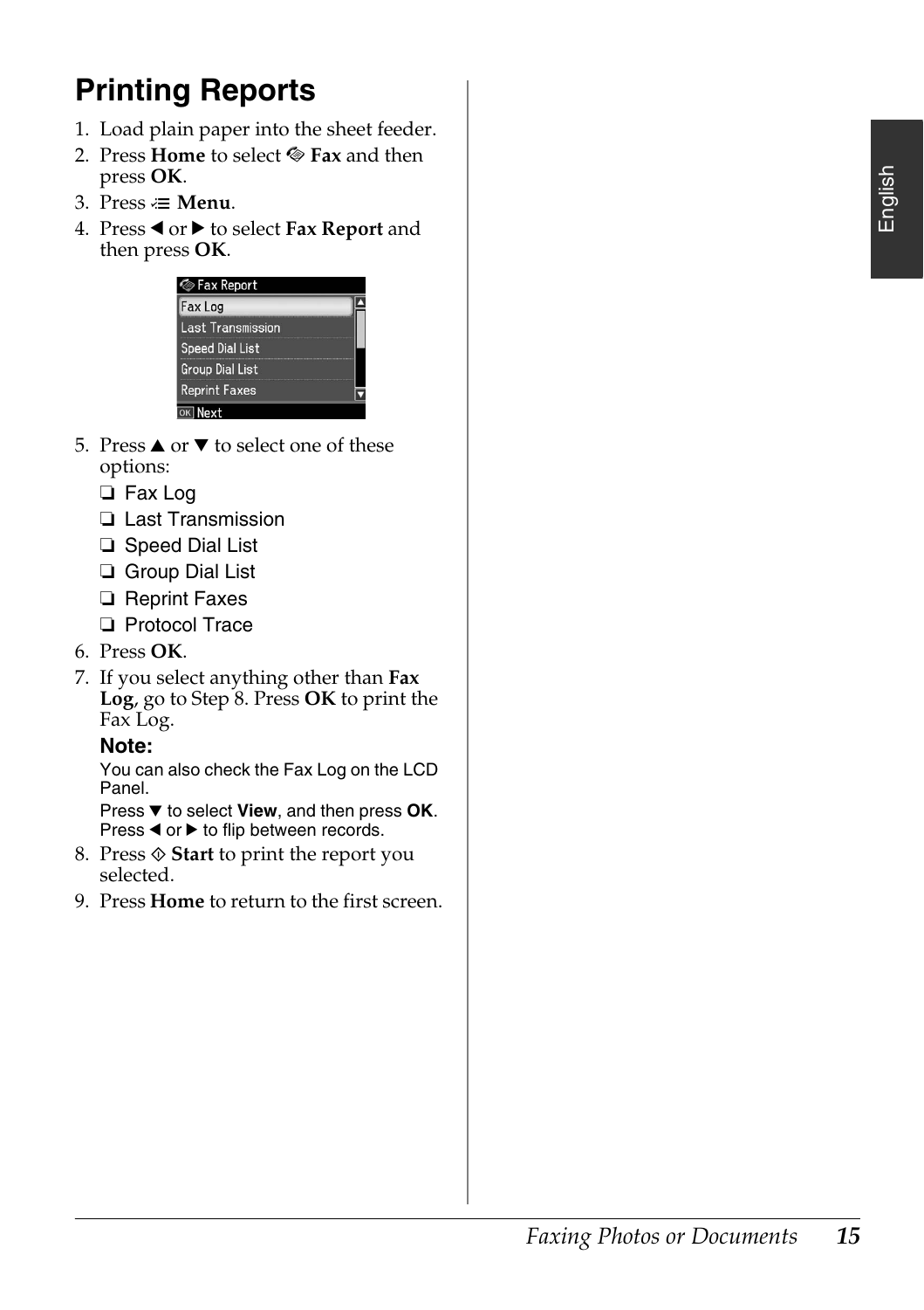# Printing Reports

1. Load plain paper into the sheet feeder.
2. Press **Home** to select **Fax** and then press **OK**.
3. Press **Menu**.
4. Press ◄ or ► to select **Fax Report** and then press **OK**.
5. Press ▲ or ▼ to select one of these options:
   - ❏ Fax Log
   - ❏ Last Transmission
   - ❏ Speed Dial List
   - ❏ Group Dial List
   - ❏ Reprint Faxes
   - ❏ Protocol Trace
6. Press **OK**.
7. If you select anything other than **Fax Log**, go to Step 8. Press **OK** to print the Fax Log.

   **Note:**

   You can also check the Fax Log on the LCD Panel.

   Press ▼ to select **View**, and then press **OK**. Press ◄ or ► to flip between records.
8. Press ◇ **Start** to print the report you selected.
9. Press **Home** to return to the first screen.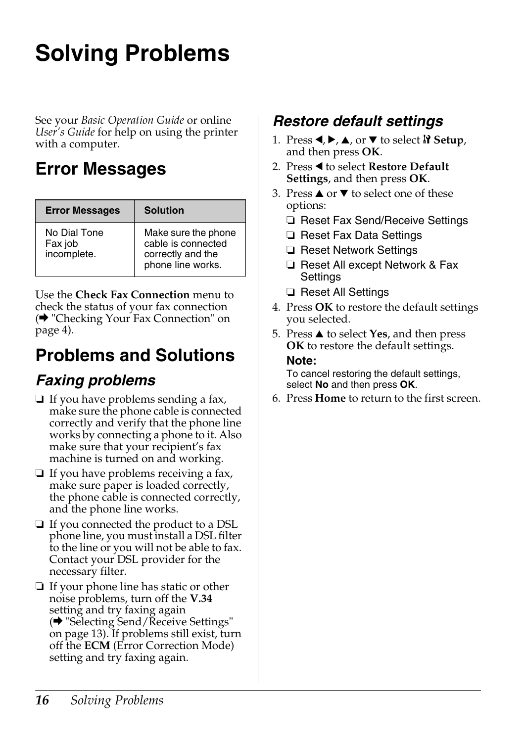# Solving Problems

See your *Basic Operation Guide* or online *User's Guide* for help on using the printer with a computer.

## Error Messages

| Error Messages | Solution |
|---|---|
| No Dial Tone<br>Fax job incomplete. | Make sure the phone cable is connected correctly and the phone line works. |

Use the **Check Fax Connection** menu to check the status of your fax connection (➡ "Checking Your Fax Connection" on page 4).

## Problems and Solutions

### *Faxing problems*

- If you have problems sending a fax, make sure the phone cable is connected correctly and verify that the phone line works by connecting a phone to it. Also make sure that your recipient's fax machine is turned on and working.
- If you have problems receiving a fax, make sure paper is loaded correctly, the phone cable is connected correctly, and the phone line works.
- If you connected the product to a DSL phone line, you must install a DSL filter to the line or you will not be able to fax. Contact your DSL provider for the necessary filter.
- If your phone line has static or other noise problems, turn off the **V.34** setting and try faxing again (➡ "Selecting Send/Receive Settings" on page 13). If problems still exist, turn off the **ECM** (Error Correction Mode) setting and try faxing again.

### *Restore default settings*

1. Press ◀, ▶, ▲, or ▼ to select **Setup**, and then press **OK**.
2. Press ◀ to select **Restore Default Settings**, and then press **OK**.
3. Press ▲ or ▼ to select one of these options:
   - Reset Fax Send/Receive Settings
   - Reset Fax Data Settings
   - Reset Network Settings
   - Reset All except Network & Fax Settings
   - Reset All Settings
4. Press **OK** to restore the default settings you selected.
5. Press ▲ to select **Yes**, and then press **OK** to restore the default settings.

   **Note:**
   To cancel restoring the default settings, select **No** and then press **OK**.
6. Press **Home** to return to the first screen.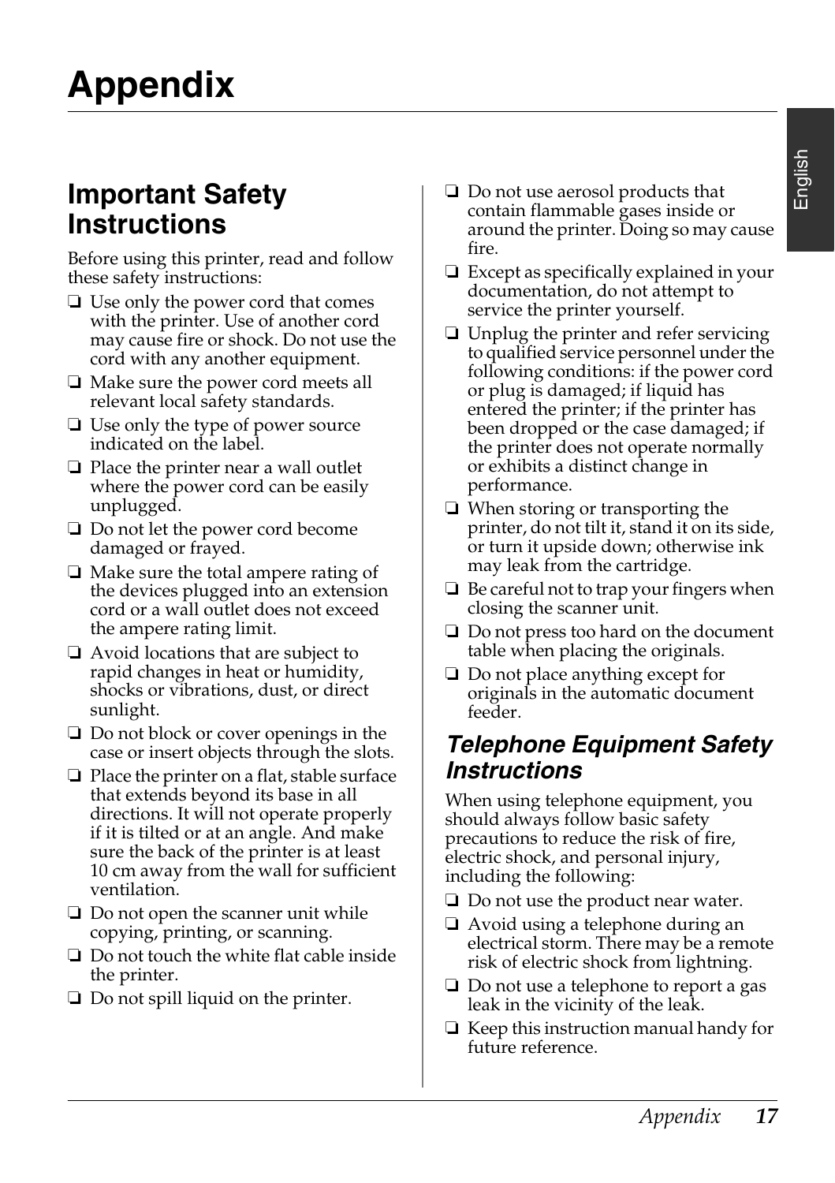# Appendix

## Important Safety Instructions

Before using this printer, read and follow these safety instructions:

- Use only the power cord that comes with the printer. Use of another cord may cause fire or shock. Do not use the cord with any another equipment.
- Make sure the power cord meets all relevant local safety standards.
- Use only the type of power source indicated on the label.
- Place the printer near a wall outlet where the power cord can be easily unplugged.
- Do not let the power cord become damaged or frayed.
- Make sure the total ampere rating of the devices plugged into an extension cord or a wall outlet does not exceed the ampere rating limit.
- Avoid locations that are subject to rapid changes in heat or humidity, shocks or vibrations, dust, or direct sunlight.
- Do not block or cover openings in the case or insert objects through the slots.
- Place the printer on a flat, stable surface that extends beyond its base in all directions. It will not operate properly if it is tilted or at an angle. And make sure the back of the printer is at least 10 cm away from the wall for sufficient ventilation.
- Do not open the scanner unit while copying, printing, or scanning.
- Do not touch the white flat cable inside the printer.
- Do not spill liquid on the printer.
- Do not use aerosol products that contain flammable gases inside or around the printer. Doing so may cause fire.
- Except as specifically explained in your documentation, do not attempt to service the printer yourself.
- Unplug the printer and refer servicing to qualified service personnel under the following conditions: if the power cord or plug is damaged; if liquid has entered the printer; if the printer has been dropped or the case damaged; if the printer does not operate normally or exhibits a distinct change in performance.
- When storing or transporting the printer, do not tilt it, stand it on its side, or turn it upside down; otherwise ink may leak from the cartridge.
- Be careful not to trap your fingers when closing the scanner unit.
- Do not press too hard on the document table when placing the originals.
- Do not place anything except for originals in the automatic document feeder.

### *Telephone Equipment Safety Instructions*

When using telephone equipment, you should always follow basic safety precautions to reduce the risk of fire, electric shock, and personal injury, including the following:

- Do not use the product near water.
- Avoid using a telephone during an electrical storm. There may be a remote risk of electric shock from lightning.
- Do not use a telephone to report a gas leak in the vicinity of the leak.
- Keep this instruction manual handy for future reference.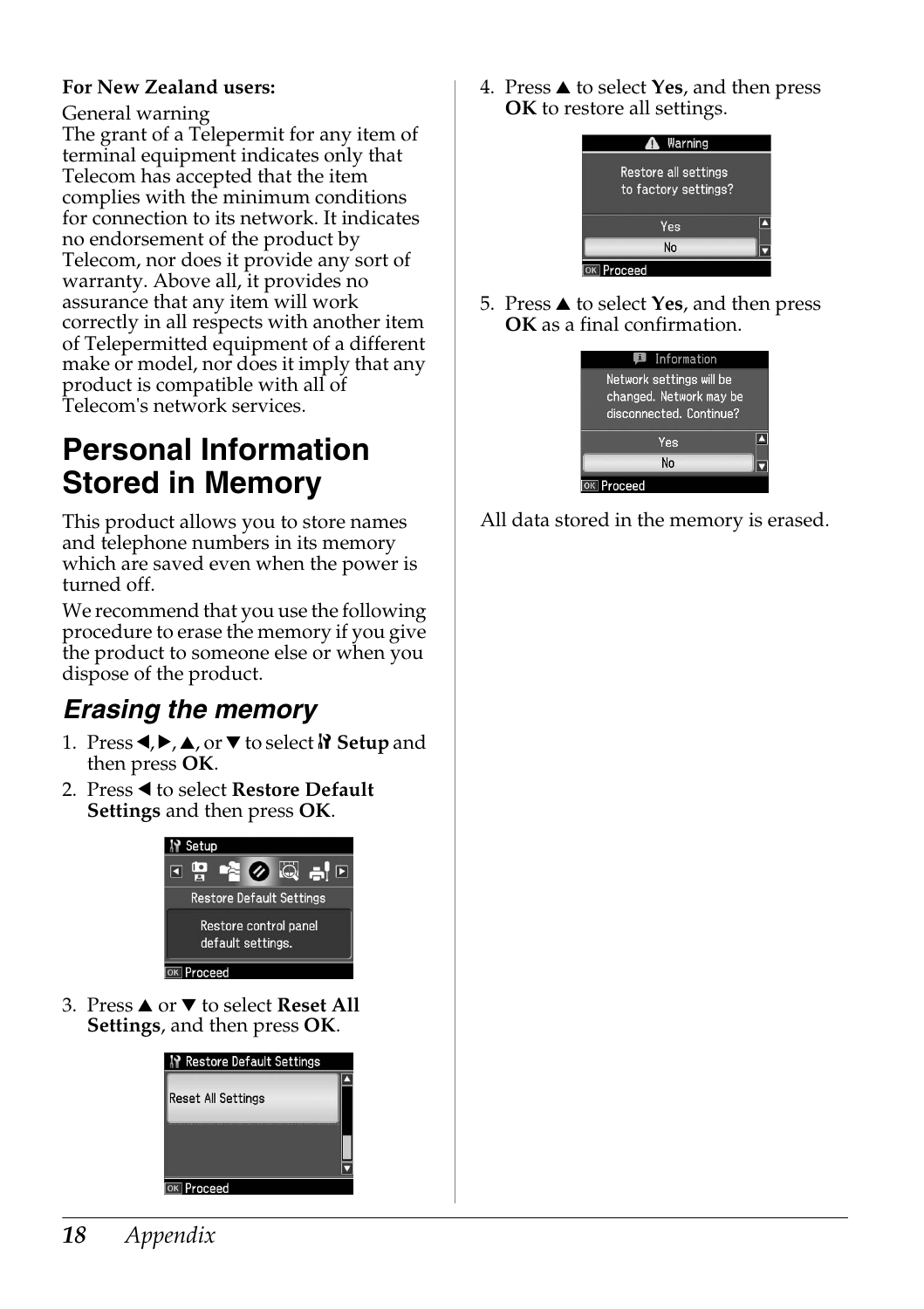**For New Zealand users:**

General warning
The grant of a Telepermit for any item of terminal equipment indicates only that Telecom has accepted that the item complies with the minimum conditions for connection to its network. It indicates no endorsement of the product by Telecom, nor does it provide any sort of warranty. Above all, it provides no assurance that any item will work correctly in all respects with another item of Telepermitted equipment of a different make or model, nor does it imply that any product is compatible with all of Telecom's network services.

# Personal Information Stored in Memory

This product allows you to store names and telephone numbers in its memory which are saved even when the power is turned off.

We recommend that you use the following procedure to erase the memory if you give the product to someone else or when you dispose of the product.

## *Erasing the memory*

1. Press ◀, ▶, ▲, or ▼ to select **Setup** and then press **OK**.
2. Press ◀ to select **Restore Default Settings** and then press **OK**.

   Setup
   Restore Default Settings
   Restore control panel default settings.
   OK Proceed

3. Press ▲ or ▼ to select **Reset All Settings**, and then press **OK**.

   Restore Default Settings
   Reset All Settings
   OK Proceed

4. Press ▲ to select **Yes**, and then press **OK** to restore all settings.

   Warning
   Restore all settings to factory settings?
   Yes
   No
   OK Proceed

5. Press ▲ to select **Yes**, and then press **OK** as a final confirmation.

   Information
   Network settings will be changed. Network may be disconnected. Continue?
   Yes
   No
   OK Proceed

All data stored in the memory is erased.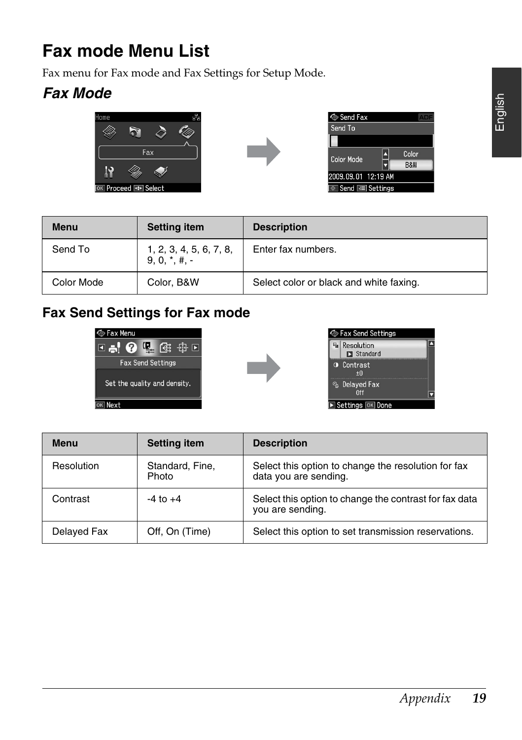# Fax mode Menu List

Fax menu for Fax mode and Fax Settings for Setup Mode.

## *Fax Mode*

| Menu | Setting item | Description |
| --- | --- | --- |
| Send To | 1, 2, 3, 4, 5, 6, 7, 8, 9, 0, *, #, - | Enter fax numbers. |
| Color Mode | Color, B&W | Select color or black and white faxing. |

## Fax Send Settings for Fax mode

| Menu | Setting item | Description |
| --- | --- | --- |
| Resolution | Standard, Fine, Photo | Select this option to change the resolution for fax data you are sending. |
| Contrast | -4 to +4 | Select this option to change the contrast for fax data you are sending. |
| Delayed Fax | Off, On (Time) | Select this option to set transmission reservations. |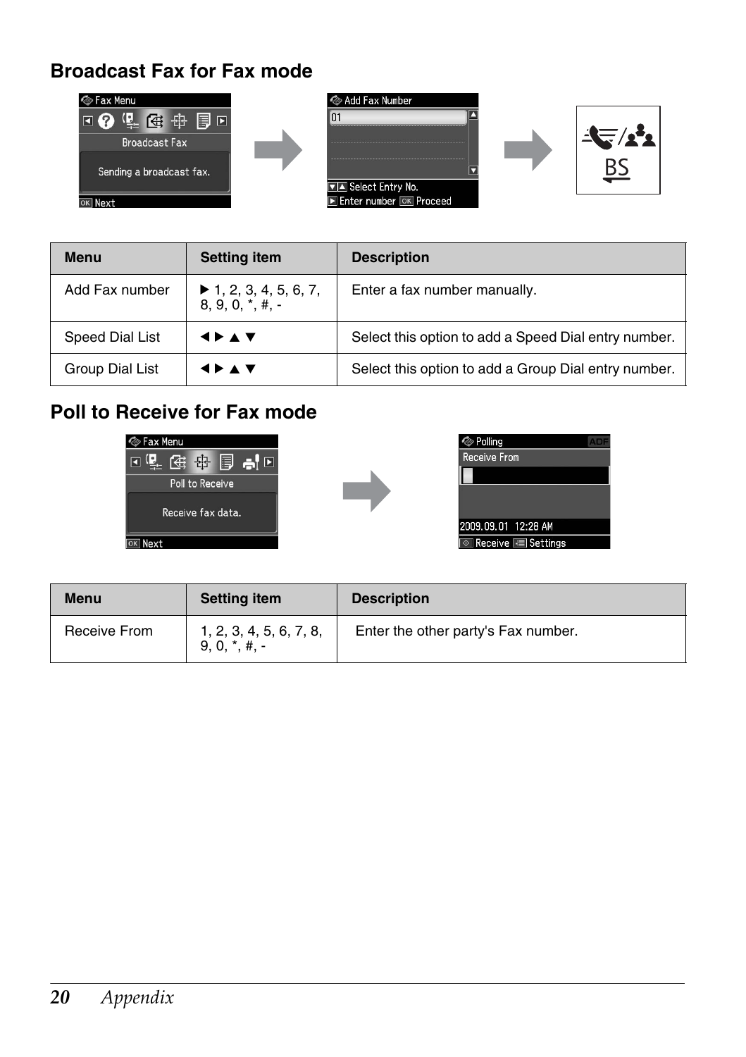## Broadcast Fax for Fax mode

| Menu | Setting item | Description |
| --- | --- | --- |
| Add Fax number | ▶ 1, 2, 3, 4, 5, 6, 7, 8, 9, 0, *, #, - | Enter a fax number manually. |
| Speed Dial List | ◀ ▶ ▲ ▼ | Select this option to add a Speed Dial entry number. |
| Group Dial List | ◀ ▶ ▲ ▼ | Select this option to add a Group Dial entry number. |

## Poll to Receive for Fax mode

| Menu | Setting item | Description |
| --- | --- | --- |
| Receive From | 1, 2, 3, 4, 5, 6, 7, 8, 9, 0, *, #, - | Enter the other party's Fax number. |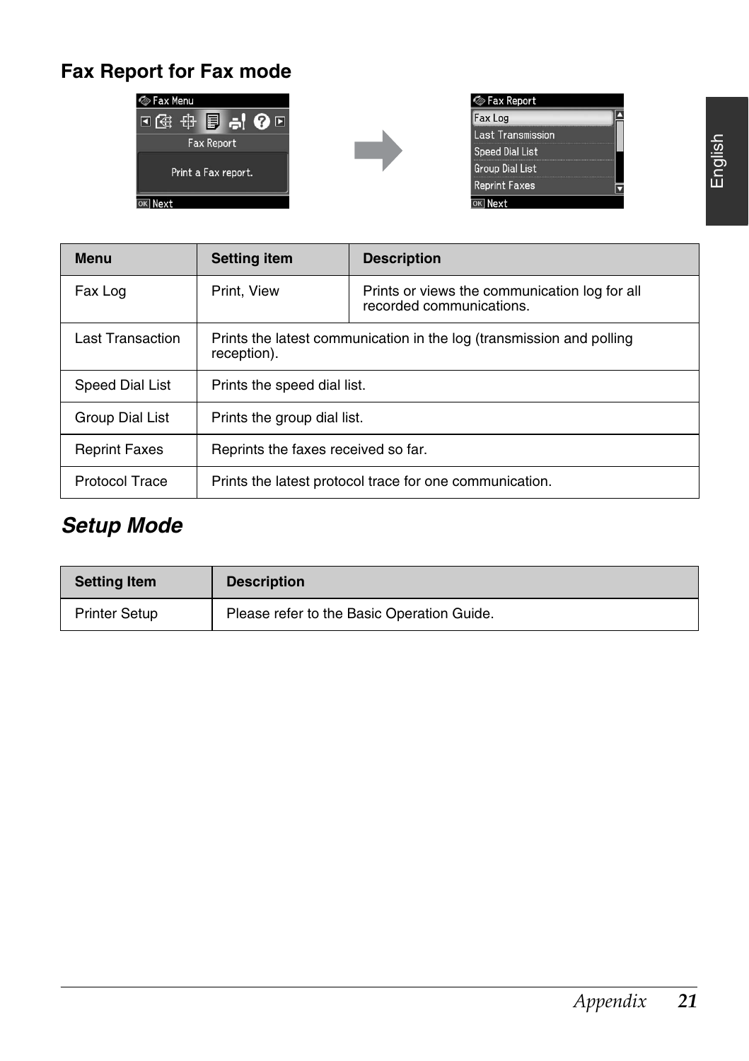## Fax Report for Fax mode

| Menu | Setting item | Description |
|---|---|---|
| Fax Log | Print, View | Prints or views the communication log for all recorded communications. |
| Last Transaction | Prints the latest communication in the log (transmission and polling reception). | |
| Speed Dial List | Prints the speed dial list. | |
| Group Dial List | Prints the group dial list. | |
| Reprint Faxes | Reprints the faxes received so far. | |
| Protocol Trace | Prints the latest protocol trace for one communication. | |

# *Setup Mode*

| Setting Item | Description |
|---|---|
| Printer Setup | Please refer to the Basic Operation Guide. |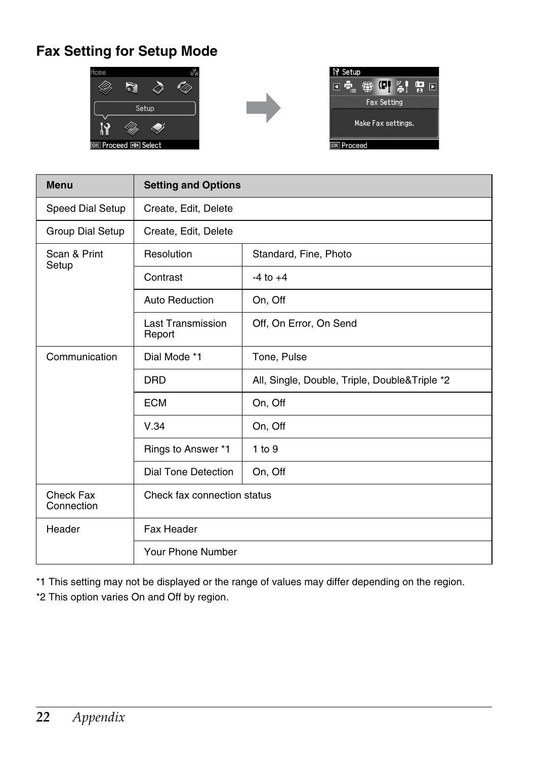## Fax Setting for Setup Mode

| Menu | Setting and Options | |
|---|---|---|
| Speed Dial Setup | Create, Edit, Delete | |
| Group Dial Setup | Create, Edit, Delete | |
| Scan & Print Setup | Resolution | Standard, Fine, Photo |
| | Contrast | -4 to +4 |
| | Auto Reduction | On, Off |
| | Last Transmission Report | Off, On Error, On Send |
| Communication | Dial Mode *1 | Tone, Pulse |
| | DRD | All, Single, Double, Triple, Double&Triple *2 |
| | ECM | On, Off |
| | V.34 | On, Off |
| | Rings to Answer *1 | 1 to 9 |
| | Dial Tone Detection | On, Off |
| Check Fax Connection | Check fax connection status | |
| Header | Fax Header | |
| | Your Phone Number | |

*1 This setting may not be displayed or the range of values may differ depending on the region.

*2 This option varies On and Off by region.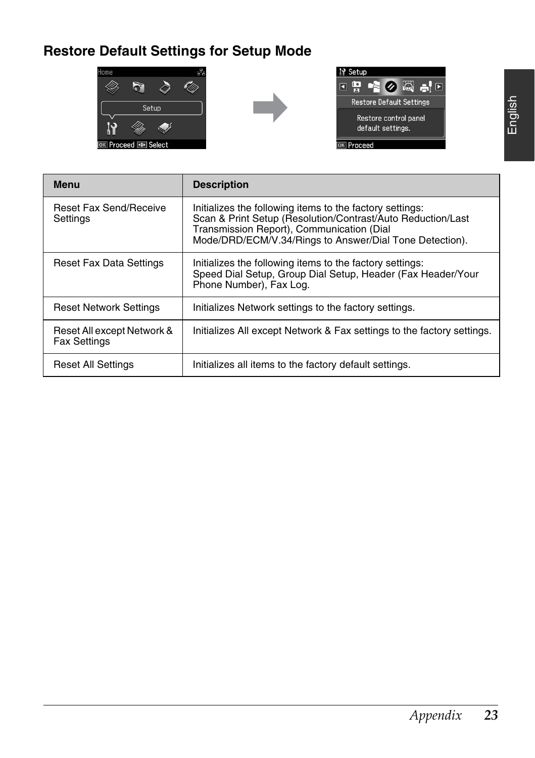## Restore Default Settings for Setup Mode

| Menu | Description |
| --- | --- |
| Reset Fax Send/Receive Settings | Initializes the following items to the factory settings: Scan & Print Setup (Resolution/Contrast/Auto Reduction/Last Transmission Report), Communication (Dial Mode/DRD/ECM/V.34/Rings to Answer/Dial Tone Detection). |
| Reset Fax Data Settings | Initializes the following items to the factory settings: Speed Dial Setup, Group Dial Setup, Header (Fax Header/Your Phone Number), Fax Log. |
| Reset Network Settings | Initializes Network settings to the factory settings. |
| Reset All except Network & Fax Settings | Initializes All except Network & Fax settings to the factory settings. |
| Reset All Settings | Initializes all items to the factory default settings. |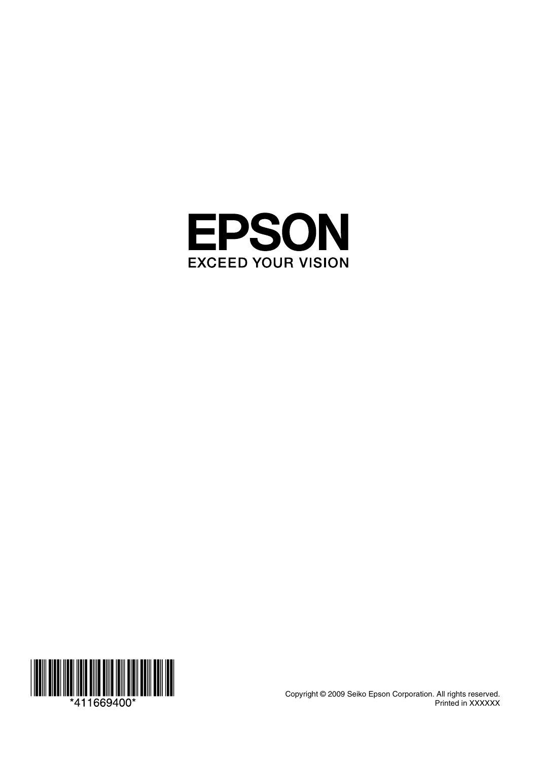EPSON

EXCEED YOUR VISION

*411669400*

Copyright © 2009 Seiko Epson Corporation. All rights reserved.
Printed in XXXXXX